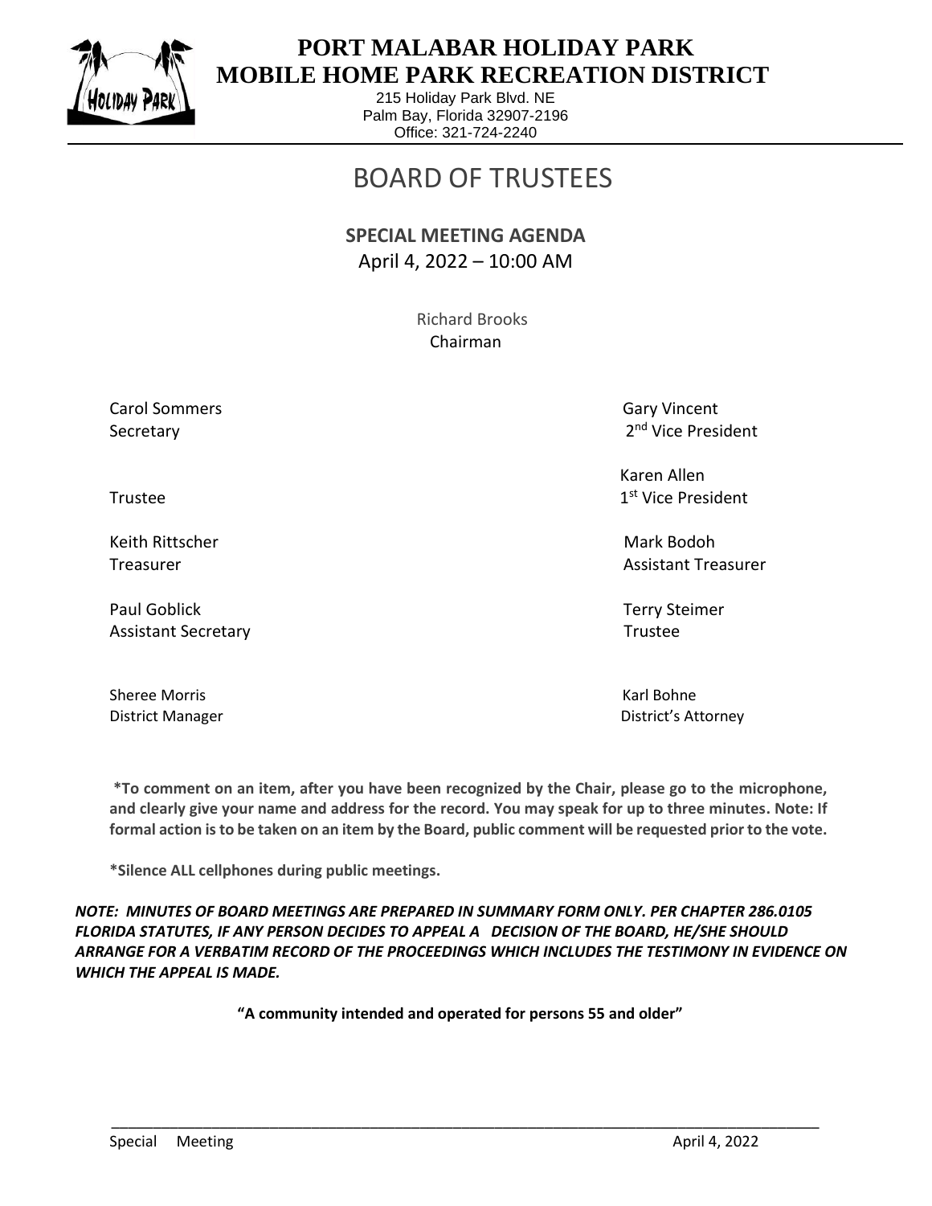# PORT MALABAR HOLIDAY PARK MOBILE HOME PARK RECREATION DISTRICT

215 Holiday Park Blvd. NE
Palm Bay, Florida 32907-2196
Office: 321-724-2240

# BOARD OF TRUSTEES

**SPECIAL MEETING AGENDA**
April 4, 2022 – 10:00 AM

Richard Brooks
Chairman

| | |
|---|---|
| Carol Sommers<br>Secretary | Gary Vincent<br>2nd Vice President |
| Trustee | Karen Allen<br>1st Vice President |
| Keith Rittscher<br>Treasurer | Mark Bodoh<br>Assistant Treasurer |
| Paul Goblick<br>Assistant Secretary | Terry Steimer<br>Trustee |
| Sheree Morris<br>District Manager | Karl Bohne<br>District's Attorney |

**\*To comment on an item, after you have been recognized by the Chair, please go to the microphone, and clearly give your name and address for the record. You may speak for up to three minutes. Note: If formal action is to be taken on an item by the Board, public comment will be requested prior to the vote.**

**\*Silence ALL cellphones during public meetings.**

***NOTE: MINUTES OF BOARD MEETINGS ARE PREPARED IN SUMMARY FORM ONLY. PER CHAPTER 286.0105 FLORIDA STATUTES, IF ANY PERSON DECIDES TO APPEAL A DECISION OF THE BOARD, HE/SHE SHOULD ARRANGE FOR A VERBATIM RECORD OF THE PROCEEDINGS WHICH INCLUDES THE TESTIMONY IN EVIDENCE ON WHICH THE APPEAL IS MADE.***

**"A community intended and operated for persons 55 and older"**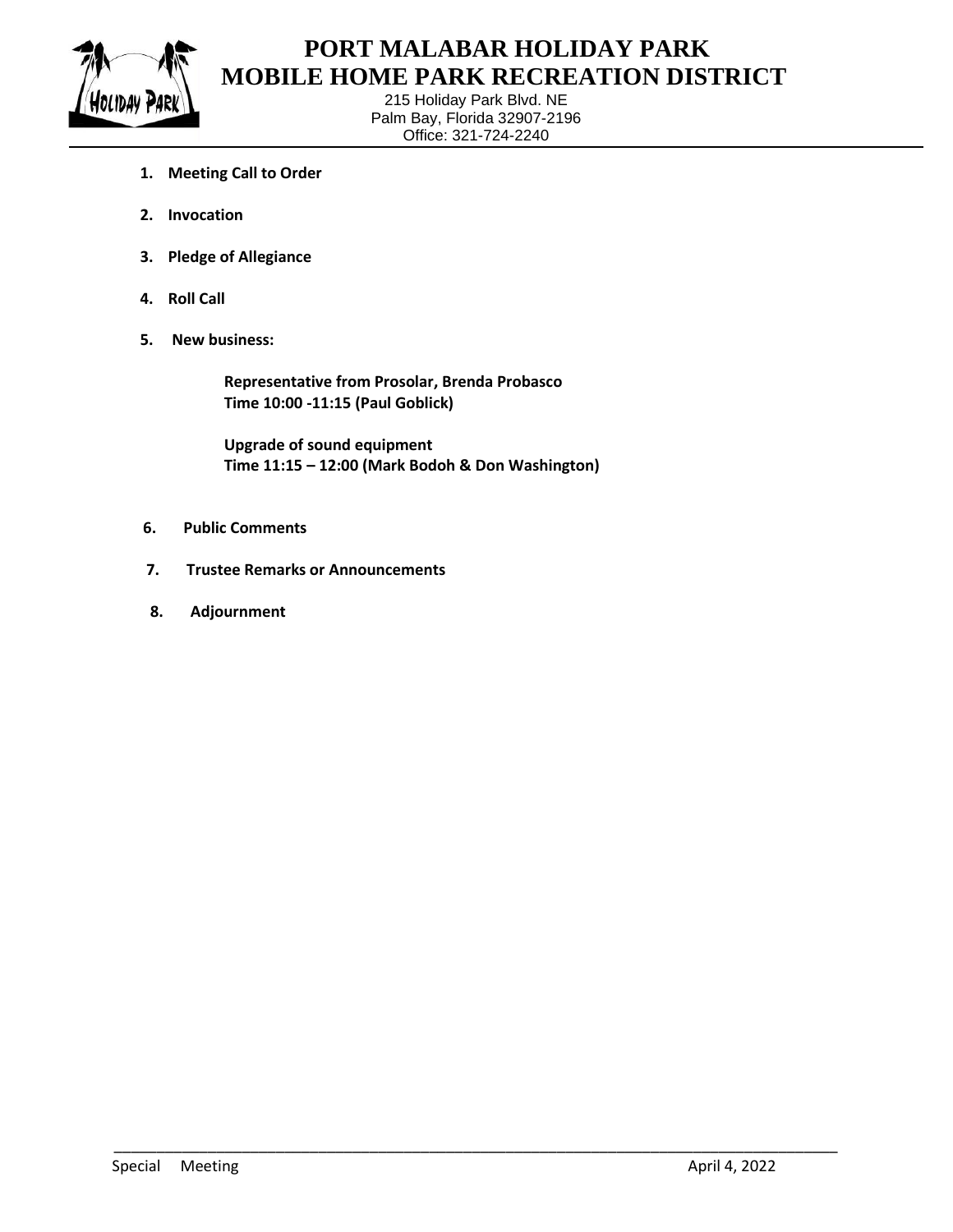# PORT MALABAR HOLIDAY PARK MOBILE HOME PARK RECREATION DISTRICT

215 Holiday Park Blvd. NE
Palm Bay, Florida 32907-2196
Office: 321-724-2240

1. **Meeting Call to Order**
2. **Invocation**
3. **Pledge of Allegiance**
4. **Roll Call**
5. **New business:**

   **Representative from Prosolar, Brenda Probasco**
   **Time 10:00 -11:15 (Paul Goblick)**

   **Upgrade of sound equipment**
   **Time 11:15 – 12:00 (Mark Bodoh & Don Washington)**

6. **Public Comments**
7. **Trustee Remarks or Announcements**
8. **Adjournment**

Special Meeting April 4, 2022